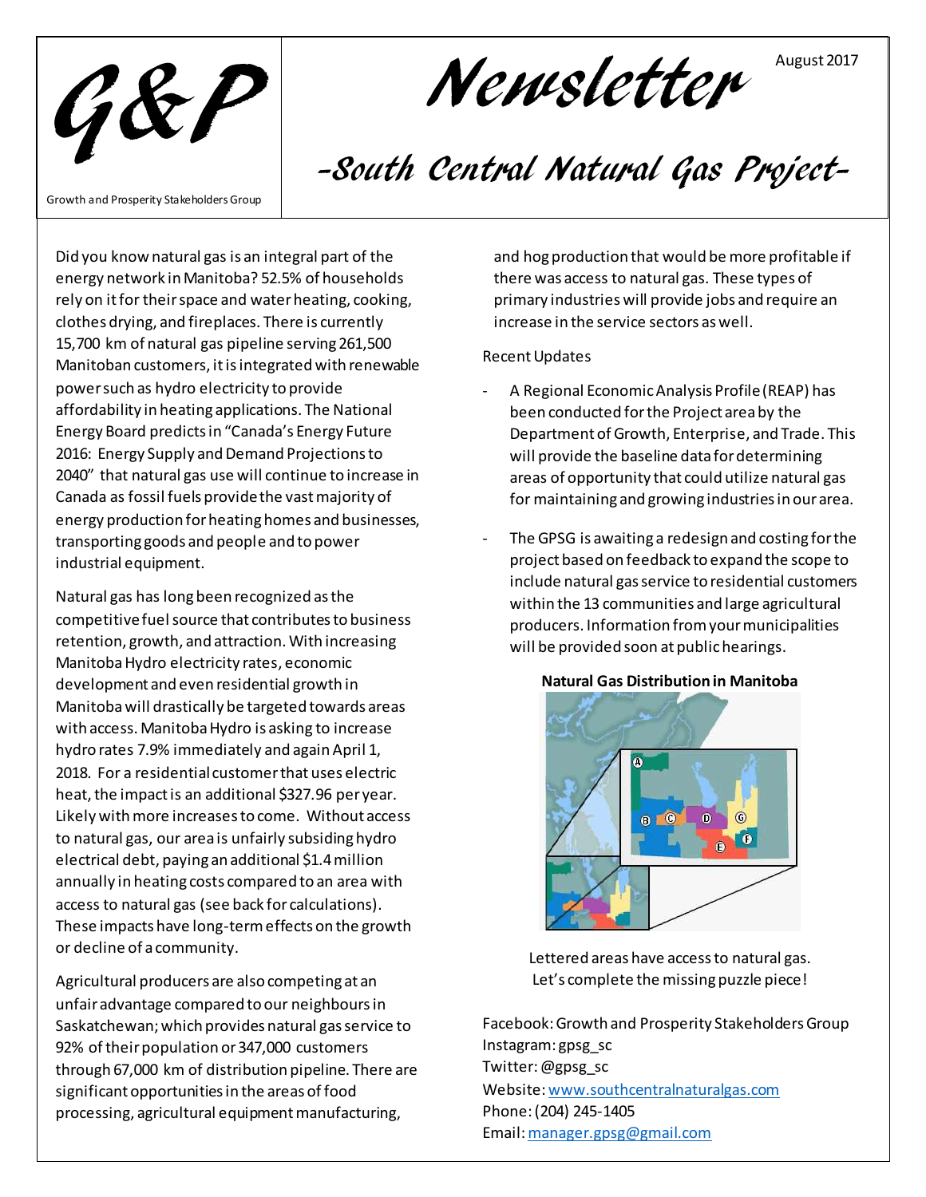# G&P

Growth and Prosperity Stakeholders Group

# Newsletter

August 2017

## -South Central Natural Gas Project-

Did you know natural gas is an integral part of the energy network in Manitoba? 52.5% of households rely on it for their space and water heating, cooking, clothes drying, and fireplaces. There is currently 15,700 km of natural gas pipeline serving 261,500 Manitoban customers, it is integrated with renewable power such as hydro electricity to provide affordability in heating applications. The National Energy Board predicts in "Canada's Energy Future 2016: Energy Supply and Demand Projections to 2040" that natural gas use will continue to increase in Canada as fossil fuels provide the vast majority of energy production for heating homes and businesses, transporting goods and people and to power industrial equipment.

Natural gas has long been recognized as the competitive fuel source that contributes to business retention, growth, and attraction. With increasing Manitoba Hydro electricity rates, economic development and even residential growth in Manitoba will drastically be targeted towards areas with access. Manitoba Hydro is asking to increase hydro rates 7.9% immediately and again April 1, 2018. For a residential customer that uses electric heat, the impact is an additional $327.96 per year. Likely with more increases to come. Without access to natural gas, our area is unfairly subsiding hydro electrical debt, paying an additional $1.4 million annually in heating costs compared to an area with access to natural gas (see back for calculations). These impacts have long-term effects on the growth or decline of a community.

Agricultural producers are also competing at an unfair advantage compared to our neighbours in Saskatchewan; which provides natural gas service to 92% of their population or 347,000 customers through 67,000 km of distribution pipeline. There are significant opportunities in the areas of food processing, agricultural equipment manufacturing, and hog production that would be more profitable if there was access to natural gas. These types of primary industries will provide jobs and require an increase in the service sectors as well.

Recent Updates

- A Regional Economic Analysis Profile (REAP) has been conducted for the Project area by the Department of Growth, Enterprise, and Trade. This will provide the baseline data for determining areas of opportunity that could utilize natural gas for maintaining and growing industries in our area.
- The GPSG is awaiting a redesign and costing for the project based on feedback to expand the scope to include natural gas service to residential customers within the 13 communities and large agricultural producers. Information from your municipalities will be provided soon at public hearings.

**Natural Gas Distribution in Manitoba**

Lettered areas have access to natural gas.
Let's complete the missing puzzle piece!

Facebook: Growth and Prosperity Stakeholders Group
Instagram: gpsg_sc
Twitter: @gpsg_sc
Website: www.southcentralnaturalgas.com
Phone: (204) 245-1405
Email: manager.gpsg@gmail.com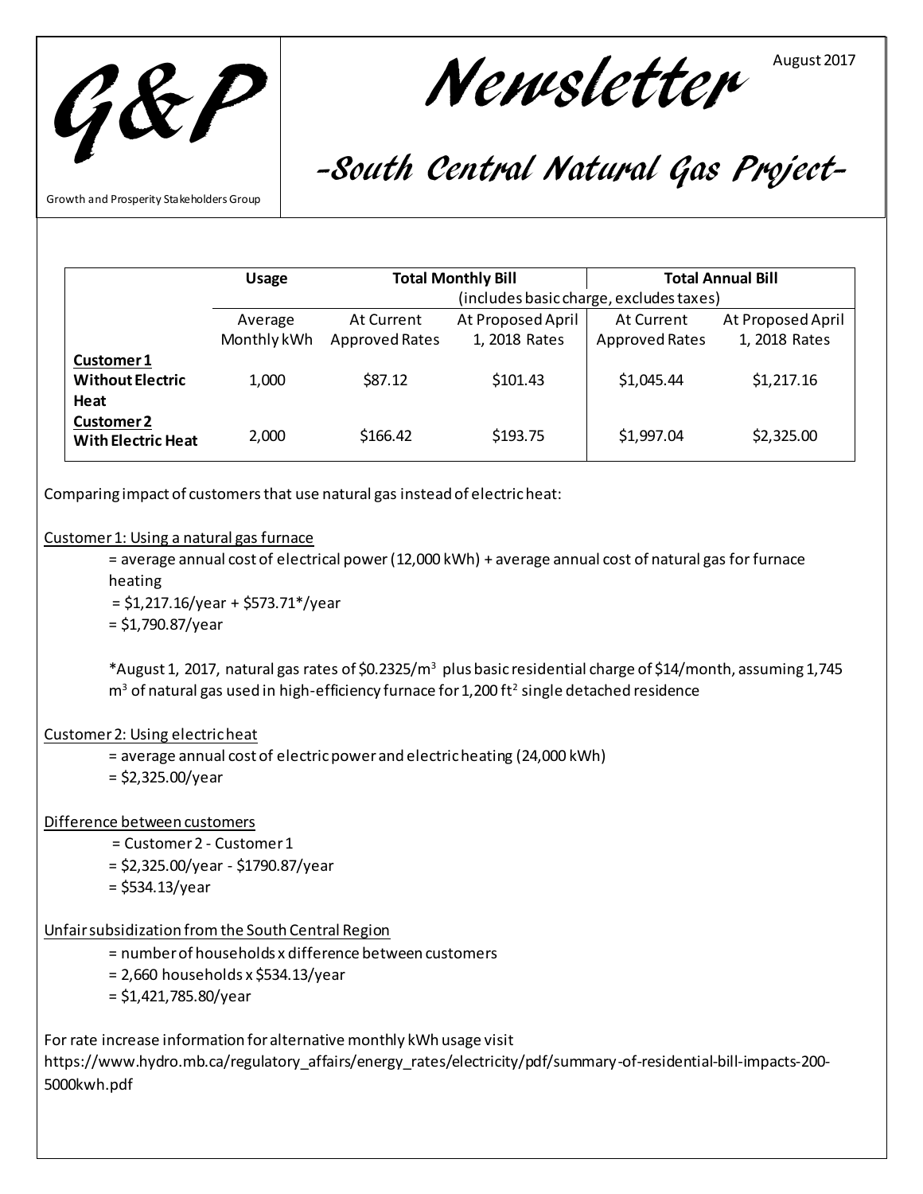# G&P Newsletter

Growth and Prosperity Stakeholders Group

August 2017

## -South Central Natural Gas Project-

| | Usage | Total Monthly Bill | | Total Annual Bill | |
|---|---|---|---|---|---|
| | | (includes basic charge, excludes taxes) | | | |
| | Average Monthly kWh | At Current Approved Rates | At Proposed April 1, 2018 Rates | At Current Approved Rates | At Proposed April 1, 2018 Rates |
| **Customer 1 Without Electric Heat** | 1,000 | \$87.12 | \$101.43 | \$1,045.44 | \$1,217.16 |
| **Customer 2 With Electric Heat** | 2,000 | \$166.42 | \$193.75 | \$1,997.04 | \$2,325.00 |

Comparing impact of customers that use natural gas instead of electric heat:

Customer 1: Using a natural gas furnace

= average annual cost of electrical power (12,000 kWh) + average annual cost of natural gas for furnace heating

= \$1,217.16/year + \$573.71*/year

= \$1,790.87/year

*August 1, 2017, natural gas rates of \$0.2325/$m^3$ plus basic residential charge of \$14/month, assuming 1,745 $m^3$ of natural gas used in high-efficiency furnace for 1,200 $ft^2$ single detached residence

Customer 2: Using electric heat

= average annual cost of electric power and electric heating (24,000 kWh)

= \$2,325.00/year

Difference between customers

= Customer 2 - Customer 1

= \$2,325.00/year - \$1790.87/year

= \$534.13/year

Unfair subsidization from the South Central Region

= number of households x difference between customers

= 2,660 households x \$534.13/year

= \$1,421,785.80/year

For rate increase information for alternative monthly kWh usage visit https://www.hydro.mb.ca/regulatory_affairs/energy_rates/electricity/pdf/summary-of-residential-bill-impacts-200-5000kwh.pdf